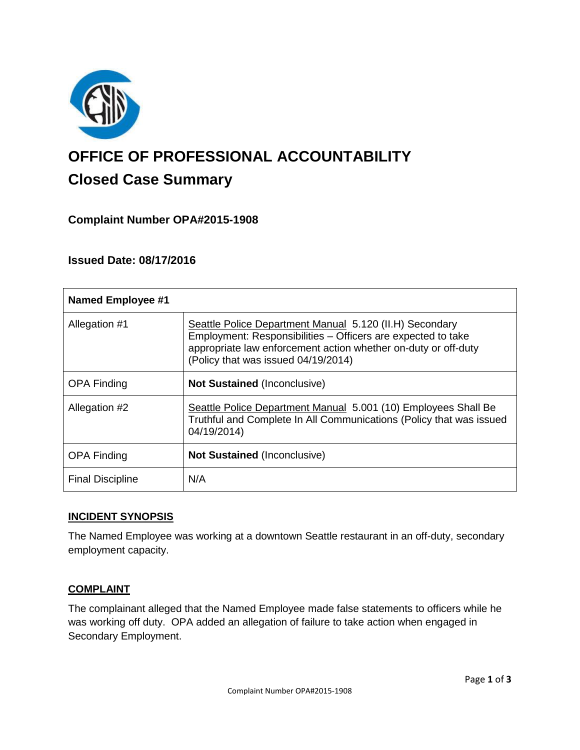# OFFICE OF PROFESSIONAL ACCOUNTABILITY

## Closed Case Summary

### Complaint Number OPA#2015-1908

### Issued Date: 08/17/2016

| Named Employee #1 | |
|---|---|
| Allegation #1 | Seattle Police Department Manual 5.120 (II.H) Secondary Employment: Responsibilities – Officers are expected to take appropriate law enforcement action whether on-duty or off-duty (Policy that was issued 04/19/2014) |
| OPA Finding | **Not Sustained** (Inconclusive) |
| Allegation #2 | Seattle Police Department Manual 5.001 (10) Employees Shall Be Truthful and Complete In All Communications (Policy that was issued 04/19/2014) |
| OPA Finding | **Not Sustained** (Inconclusive) |
| Final Discipline | N/A |

### INCIDENT SYNOPSIS

The Named Employee was working at a downtown Seattle restaurant in an off-duty, secondary employment capacity.

### COMPLAINT

The complainant alleged that the Named Employee made false statements to officers while he was working off duty. OPA added an allegation of failure to take action when engaged in Secondary Employment.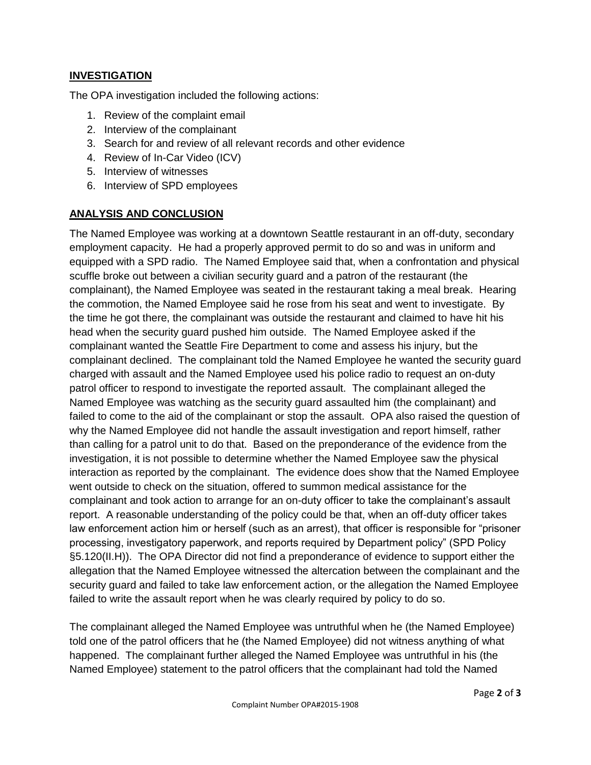## **INVESTIGATION**

The OPA investigation included the following actions:

1. Review of the complaint email
2. Interview of the complainant
3. Search for and review of all relevant records and other evidence
4. Review of In-Car Video (ICV)
5. Interview of witnesses
6. Interview of SPD employees

## **ANALYSIS AND CONCLUSION**

The Named Employee was working at a downtown Seattle restaurant in an off-duty, secondary employment capacity. He had a properly approved permit to do so and was in uniform and equipped with a SPD radio. The Named Employee said that, when a confrontation and physical scuffle broke out between a civilian security guard and a patron of the restaurant (the complainant), the Named Employee was seated in the restaurant taking a meal break. Hearing the commotion, the Named Employee said he rose from his seat and went to investigate. By the time he got there, the complainant was outside the restaurant and claimed to have hit his head when the security guard pushed him outside. The Named Employee asked if the complainant wanted the Seattle Fire Department to come and assess his injury, but the complainant declined. The complainant told the Named Employee he wanted the security guard charged with assault and the Named Employee used his police radio to request an on-duty patrol officer to respond to investigate the reported assault. The complainant alleged the Named Employee was watching as the security guard assaulted him (the complainant) and failed to come to the aid of the complainant or stop the assault. OPA also raised the question of why the Named Employee did not handle the assault investigation and report himself, rather than calling for a patrol unit to do that. Based on the preponderance of the evidence from the investigation, it is not possible to determine whether the Named Employee saw the physical interaction as reported by the complainant. The evidence does show that the Named Employee went outside to check on the situation, offered to summon medical assistance for the complainant and took action to arrange for an on-duty officer to take the complainant's assault report. A reasonable understanding of the policy could be that, when an off-duty officer takes law enforcement action him or herself (such as an arrest), that officer is responsible for "prisoner processing, investigatory paperwork, and reports required by Department policy" (SPD Policy §5.120(II.H)). The OPA Director did not find a preponderance of evidence to support either the allegation that the Named Employee witnessed the altercation between the complainant and the security guard and failed to take law enforcement action, or the allegation the Named Employee failed to write the assault report when he was clearly required by policy to do so.

The complainant alleged the Named Employee was untruthful when he (the Named Employee) told one of the patrol officers that he (the Named Employee) did not witness anything of what happened. The complainant further alleged the Named Employee was untruthful in his (the Named Employee) statement to the patrol officers that the complainant had told the Named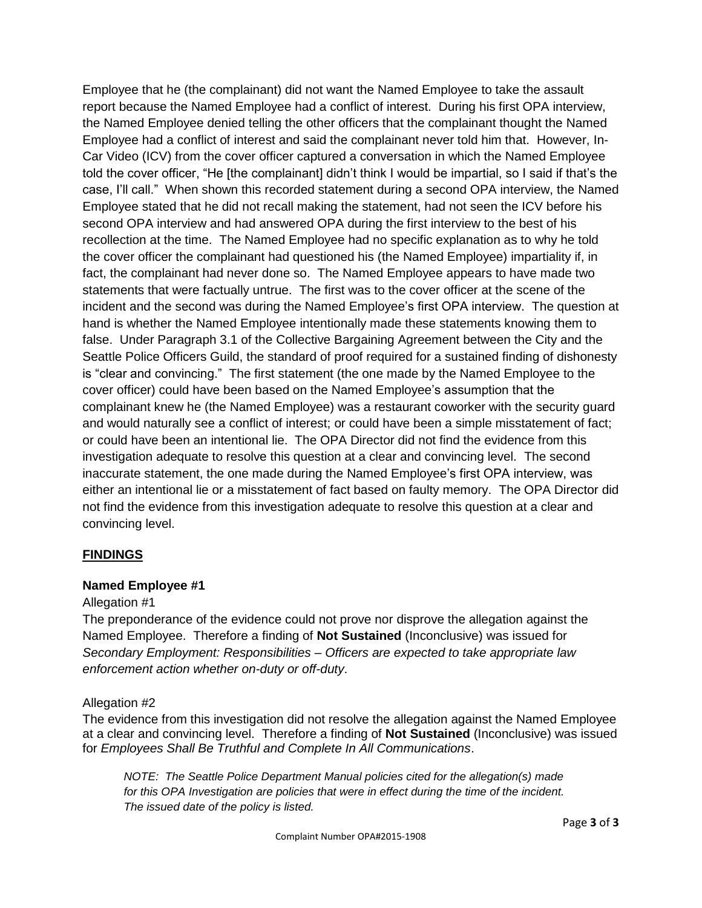Employee that he (the complainant) did not want the Named Employee to take the assault report because the Named Employee had a conflict of interest. During his first OPA interview, the Named Employee denied telling the other officers that the complainant thought the Named Employee had a conflict of interest and said the complainant never told him that. However, In-Car Video (ICV) from the cover officer captured a conversation in which the Named Employee told the cover officer, "He [the complainant] didn't think I would be impartial, so I said if that's the case, I'll call." When shown this recorded statement during a second OPA interview, the Named Employee stated that he did not recall making the statement, had not seen the ICV before his second OPA interview and had answered OPA during the first interview to the best of his recollection at the time. The Named Employee had no specific explanation as to why he told the cover officer the complainant had questioned his (the Named Employee) impartiality if, in fact, the complainant had never done so. The Named Employee appears to have made two statements that were factually untrue. The first was to the cover officer at the scene of the incident and the second was during the Named Employee's first OPA interview. The question at hand is whether the Named Employee intentionally made these statements knowing them to false. Under Paragraph 3.1 of the Collective Bargaining Agreement between the City and the Seattle Police Officers Guild, the standard of proof required for a sustained finding of dishonesty is "clear and convincing." The first statement (the one made by the Named Employee to the cover officer) could have been based on the Named Employee's assumption that the complainant knew he (the Named Employee) was a restaurant coworker with the security guard and would naturally see a conflict of interest; or could have been a simple misstatement of fact; or could have been an intentional lie. The OPA Director did not find the evidence from this investigation adequate to resolve this question at a clear and convincing level. The second inaccurate statement, the one made during the Named Employee's first OPA interview, was either an intentional lie or a misstatement of fact based on faulty memory. The OPA Director did not find the evidence from this investigation adequate to resolve this question at a clear and convincing level.

## FINDINGS

### Named Employee #1

Allegation #1

The preponderance of the evidence could not prove nor disprove the allegation against the Named Employee. Therefore a finding of **Not Sustained** (Inconclusive) was issued for *Secondary Employment: Responsibilities – Officers are expected to take appropriate law enforcement action whether on-duty or off-duty*.

Allegation #2

The evidence from this investigation did not resolve the allegation against the Named Employee at a clear and convincing level. Therefore a finding of **Not Sustained** (Inconclusive) was issued for *Employees Shall Be Truthful and Complete In All Communications*.

*NOTE: The Seattle Police Department Manual policies cited for the allegation(s) made for this OPA Investigation are policies that were in effect during the time of the incident. The issued date of the policy is listed.*

Complaint Number OPA#2015-1908